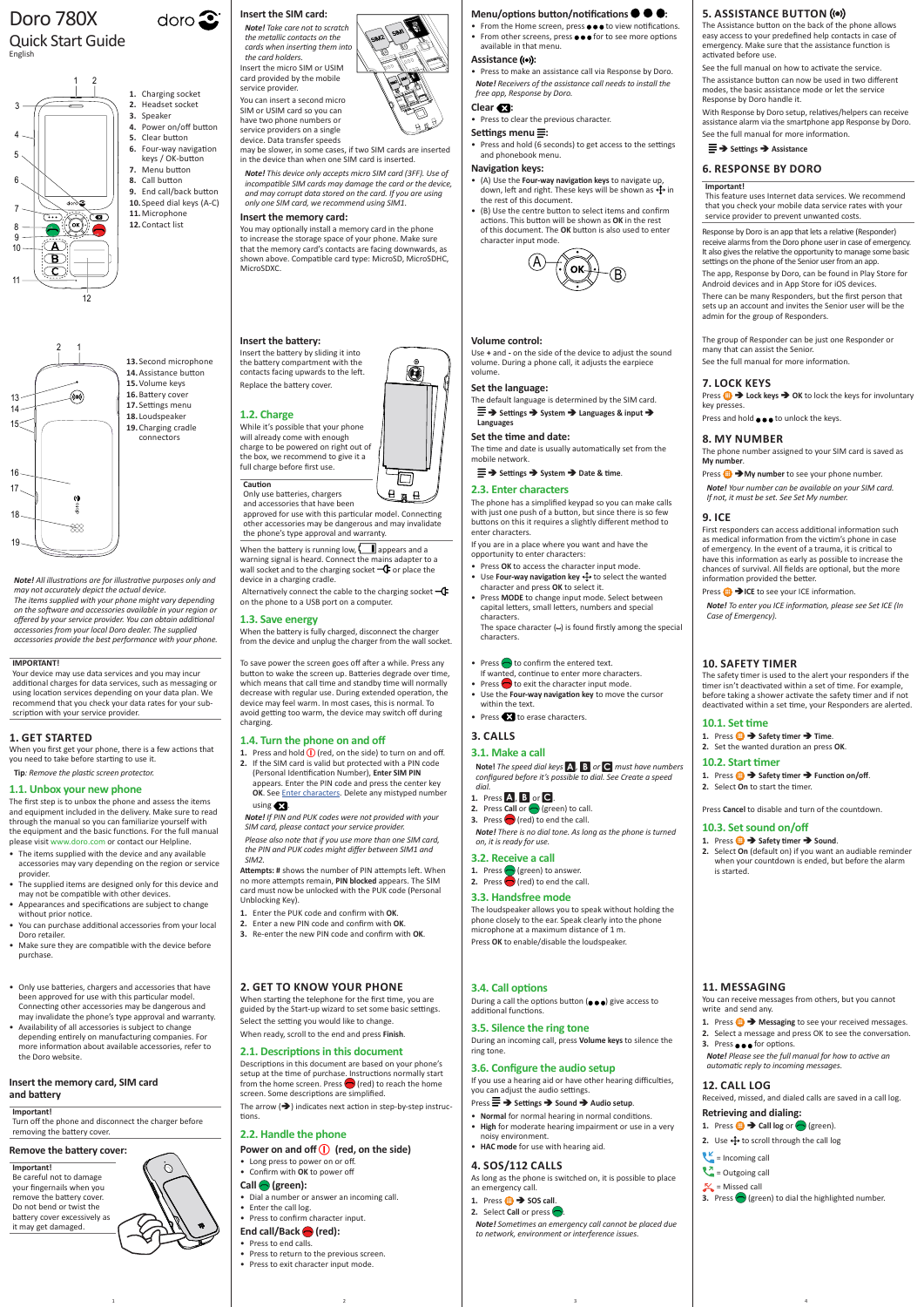# Doro 780X

## Quick Start Guide

English

1. Charging socket
2. Headset socket
3. Speaker
4. Power on/off button
5. Clear button
6. Four-way navigation keys / OK-button
7. Menu button
8. Call button
9. End call/back button
10. Speed dial keys (A-C)
11. Microphone
12. Contact list

13. Second microphone
14. Assistance button
15. Volume keys
16. Battery cover
17. Settings menu
18. Loudspeaker
19. Charging cradle connectors

*Note! All illustrations are for illustrative purposes only and may not accurately depict the actual device.*
*The items supplied with your phone might vary depending on the software and accessories available in your region or offered by your service provider. You can obtain additional accessories from your local Doro dealer. The supplied accessories provide the best performance with your phone.*

**IMPORTANT!**
Your device may use data services and you may incur additional charges for data services, such as messaging or using location services depending on your data plan. We recommend that you check your data rates for your subscription with your service provider.

## 1. GET STARTED

When you first get your phone, there is a few actions that you need to take before starting to use it.

**Tip**: *Remove the plastic screen protector.*

### 1.1. Unbox your new phone

The first step is to unbox the phone and assess the items and equipment included in the delivery. Make sure to read through the manual so you can familiarize yourself with the equipment and the basic functions. For the full manual please visit www.doro.com or contact our Helpline.

- The items supplied with the device and any available accessories may vary depending on the region or service provider.
- The supplied items are designed only for this device and may not be compatible with other devices.
- Appearances and specifications are subject to change without prior notice.
- You can purchase additional accessories from your local Doro retailer.
- Make sure they are compatible with the device before purchase.

- Only use batteries, chargers and accessories that have been approved for use with this particular model. Connecting other accessories may be dangerous and may invalidate the phone's type approval and warranty.
- Availability of all accessories is subject to change depending entirely on manufacturing companies. For more information about available accessories, refer to the Doro website.

### Insert the memory card, SIM card and battery

**Important!**
Turn off the phone and disconnect the charger before removing the battery cover.

### Remove the battery cover:

**Important!**
Be careful not to damage your fingernails when you remove the battery cover. Do not bend or twist the battery cover excessively as it may get damaged.

### Insert the SIM card:

*Note! Take care not to scratch the metallic contacts on the cards when inserting them into the card holders.*

Insert the micro SIM or USIM card provided by the mobile service provider.

You can insert a second micro SIM or USIM card so you can have two phone numbers or service providers on a single device. Data transfer speeds may be slower, in some cases, if two SIM cards are inserted in the device than when one SIM card is inserted.

*Note! This device only accepts micro SIM card (3FF). Use of incompatible SIM cards may damage the card or the device, and may corrupt data stored on the card. If you are using only one SIM card, we recommend using SIM1.*

### Insert the memory card:

You may optionally install a memory card in the phone to increase the storage space of your phone. Make sure that the memory card's contacts are facing downwards, as shown above. Compatible card type: MicroSD, MicroSDHC, MicroSDXC.

### Insert the battery:

Insert the battery by sliding it into the battery compartment with the contacts facing upwards to the left.

Replace the battery cover.

### 1.2. Charge

While it's possible that your phone will already come with enough charge to be powered on right out of the box, we recommend to give it a full charge before first use.

**Caution**
Only use batteries, chargers and accessories that have been approved for use with this particular model. Connecting other accessories may be dangerous and may invalidate the phone's type approval and warranty.

When the battery is running low, ▯ appears and a warning signal is heard. Connect the mains adapter to a wall socket and to the charging socket or place the device in a charging cradle.

Alternatively connect the cable to the charging socket on the phone to a USB port on a computer.

### 1.3. Save energy

When the battery is fully charged, disconnect the charger from the device and unplug the charger from the wall socket.

To save power the screen goes off after a while. Press any button to wake the screen up. Batteries degrade over time, which means that call time and standby time will normally decrease with regular use. During extended operation, the device may feel warm. In most cases, this is normal. To avoid getting too warm, the device may switch off during charging.

### 1.4. Turn the phone on and off

1. Press and hold (red, on the side) to turn on and off.
2. If the SIM card is valid but protected with a PIN code (Personal Identification Number), **Enter SIM PIN** appears. Enter the PIN code and press the center key **OK**. See Enter characters. Delete any mistyped number using .

*Note! If PIN and PUK codes were not provided with your SIM card, please contact your service provider.*

*Please also note that if you use more than one SIM card, the PIN and PUK codes might differ between SIM1 and SIM2.*

**Attempts: #** shows the number of PIN attempts left. When no more attempts remain, **PIN blocked** appears. The SIM card must now be unlocked with the PUK code (Personal Unblocking Key).

1. Enter the PUK code and confirm with **OK**.
2. Enter a new PIN code and confirm with **OK**.
3. Re-enter the new PIN code and confirm with **OK**.

## 2. GET TO KNOW YOUR PHONE

When starting the telephone for the first time, you are guided by the Start-up wizard to set some basic settings.

Select the setting you would like to change.

When ready, scroll to the end and press **Finish**.

### 2.1. Descriptions in this document

Descriptions in this document are based on your phone's setup at the time of purchase. Instructions normally start from the home screen. Press (red) to reach the home screen. Some descriptions are simplified.

The arrow (➔) indicates next action in step-by-step instructions.

### 2.2. Handle the phone

**Power on and off (red, on the side)**

- Long press to power on or off.
- Confirm with **OK** to power off

**Call (green):**

- Dial a number or answer an incoming call.
- Enter the call log.
- Press to confirm character input.

**End call/Back (red):**

- Press to end calls.
- Press to return to the previous screen.
- Press to exit character input mode.

**Menu/options button/notifications ●●●:**

- From the Home screen, press ●●● to view notifications.
- From other screens, press ●●● for to see more options available in that menu.

**Assistance ((•)):**

- Press to make an assistance call via Response by Doro.

*Note! Receivers of the assistance call needs to install the free app, Response by Doro.*

**Clear :**

- Press to clear the previous character.

**Settings menu :**

- Press and hold (6 seconds) to get access to the settings and phonebook menu.

**Navigation keys:**

- (A) Use the **Four-way navigation keys** to navigate up, down, left and right. These keys will be shown as in the rest of this document.
- (B) Use the centre button to select items and confirm actions. This button will be shown as **OK** in the rest of this document. The **OK** button is also used to enter character input mode.

**Volume control:**

Use + and - on the side of the device to adjust the sound volume. During a phone call, it adjusts the earpiece volume.

**Set the language:**

The default language is determined by the SIM card.
➔ **Settings** ➔ **System** ➔ **Languages & input** ➔ **Languages**

**Set the time and date:**

The time and date is usually automatically set from the mobile network.
➔ **Settings** ➔ **System** ➔ **Date & time**.

### 2.3. Enter characters

The phone has a simplified keypad so you can make calls with just one push of a button, but since there is so few buttons on this it requires a slightly different method to enter characters.

If you are in a place where you want and have the opportunity to enter characters:

- Press **OK** to access the character input mode.
- Use **Four-way navigation key** to select the wanted character and press **OK** to select it.
- Press **MODE** to change input mode. Select between capital letters, small letters, numbers and special characters.
  The space character (␣) is found firstly among the special characters.

- Press to confirm the entered text.
  If wanted, continue to enter more characters.
- Press to exit the character input mode.
- Use the **Four-way navigation key** to move the cursor within the text.
- Press to erase characters.

## 3. CALLS

### 3.1. Make a call

*Note! The speed dial keys **A**, **B** or **C** must have numbers configured before it's possible to dial. See Create a speed dial.*

1. Press **A**, **B** or **C**.
2. Press **Call** or (green) to call.
3. Press (red) to end the call.

*Note! There is no dial tone. As long as the phone is turned on, it is ready for use.*

### 3.2. Receive a call

1. Press (green) to answer.
2. Press (red) to end the call.

### 3.3. Handsfree mode

The loudspeaker allows you to speak without holding the phone closely to the ear. Speak clearly into the phone microphone at a maximum distance of 1 m.

Press **OK** to enable/disable the loudspeaker.

### 3.4. Call options

During a call the options button (●●●) give access to additional functions.

### 3.5. Silence the ring tone

During an incoming call, press **Volume keys** to silence the ring tone.

### 3.6. Configure the audio setup

If you use a hearing aid or have other hearing difficulties, you can adjust the audio settings.

Press ➔ **Settings** ➔ **Sound** ➔ **Audio setup**.

- **Normal** for normal hearing in normal conditions.
- **High** for moderate hearing impairment or use in a very noisy environment.
- **HAC mode** for use with hearing aid.

## 4. SOS/112 CALLS

As long as the phone is switched on, it is possible to place an emergency call.

1. Press ➔ **SOS call**.
2. Select **Call** or press .

*Note! Sometimes an emergency call cannot be placed due to network, environment or interference issues.*

## 5. ASSISTANCE BUTTON ((•))

The Assistance button on the back of the phone allows easy access to your predefined help contacts in case of emergency. Make sure that the assistance function is activated before use.

See the full manual on how to activate the service.

The assistance button can now be used in two different modes, the basic assistance mode or let the service Response by Doro handle it.

With Response by Doro setup, relatives/helpers can receive assistance alarm via the smartphone app Response by Doro.

See the full manual for more information.

➔ **Settings** ➔ **Assistance**

## 6. RESPONSE BY DORO

**Important!**
This feature uses Internet data services. We recommend that you check your mobile data service rates with your service provider to prevent unwanted costs.

Response by Doro is an app that lets a relative (Responder) receive alarms from the Doro phone user in case of emergency. It also gives the relative the opportunity to manage some basic settings on the phone of the Senior user from an app.

The app, Response by Doro, can be found in Play Store for Android devices and in App Store for iOS devices.

There can be many Responders, but the first person that sets up an account and invites the Senior user will be the admin for the group of Responders.

The group of Responder can be just one Responder or many that can assist the Senior.

See the full manual for more information.

## 7. LOCK KEYS

Press ➔ **Lock keys** ➔ **OK** to lock the keys for involuntary key presses.

Press and hold ●●● to unlock the keys.

## 8. MY NUMBER

The phone number assigned to your SIM card is saved as **My number**.

Press ➔ **My number** to see your phone number.

*Note! Your number can be available on your SIM card. If not, it must be set. See Set My number.*

## 9. ICE

First responders can access additional information such as medical information from the victim's phone in case of emergency. In the event of a trauma, it is critical to have this information as early as possible to increase the chances of survival. All fields are optional, but the more information provided the better.

Press ➔ **ICE** to see your ICE information.

*Note! To enter you ICE information, please see Set ICE (In Case of Emergency).*

## 10. SAFETY TIMER

The safety timer is used to the alert your responders if the timer isn't deactivated within a set of time. For example, before taking a shower activate the safety timer and if not deactivated within a set time, your Responders are alerted.

### 10.1. Set time

1. Press ➔ **Safety timer** ➔ **Time**.
2. Set the wanted duration an press **OK**.

### 10.2. Start timer

1. Press ➔ **Safety timer** ➔ **Function on/off**.
2. Select **On** to start the timer.

Press **Cancel** to disable and turn of the countdown.

### 10.3. Set sound on/off

1. Press ➔ **Safety timer** ➔ **Sound**.
2. Select **On** (default on) if you want an audible reminder when your countdown is ended, but before the alarm is started.

## 11. MESSAGING

You can receive messages from others, but you cannot write and send any.

1. Press ➔ **Messaging** to see your received messages.
2. Select a message and press OK to see the conversation.
3. Press ●●● for options.

*Note! Please see the full manual for how to active an automatic reply to incoming messages.*

## 12. CALL LOG

Received, missed, and dialed calls are saved in a call log.

**Retrieving and dialing:**

1. Press ➔ **Call log** or (green).
2. Use to scroll through the call log

= Incoming call
= Outgoing call
= Missed call

3. Press (green) to dial the highlighted number.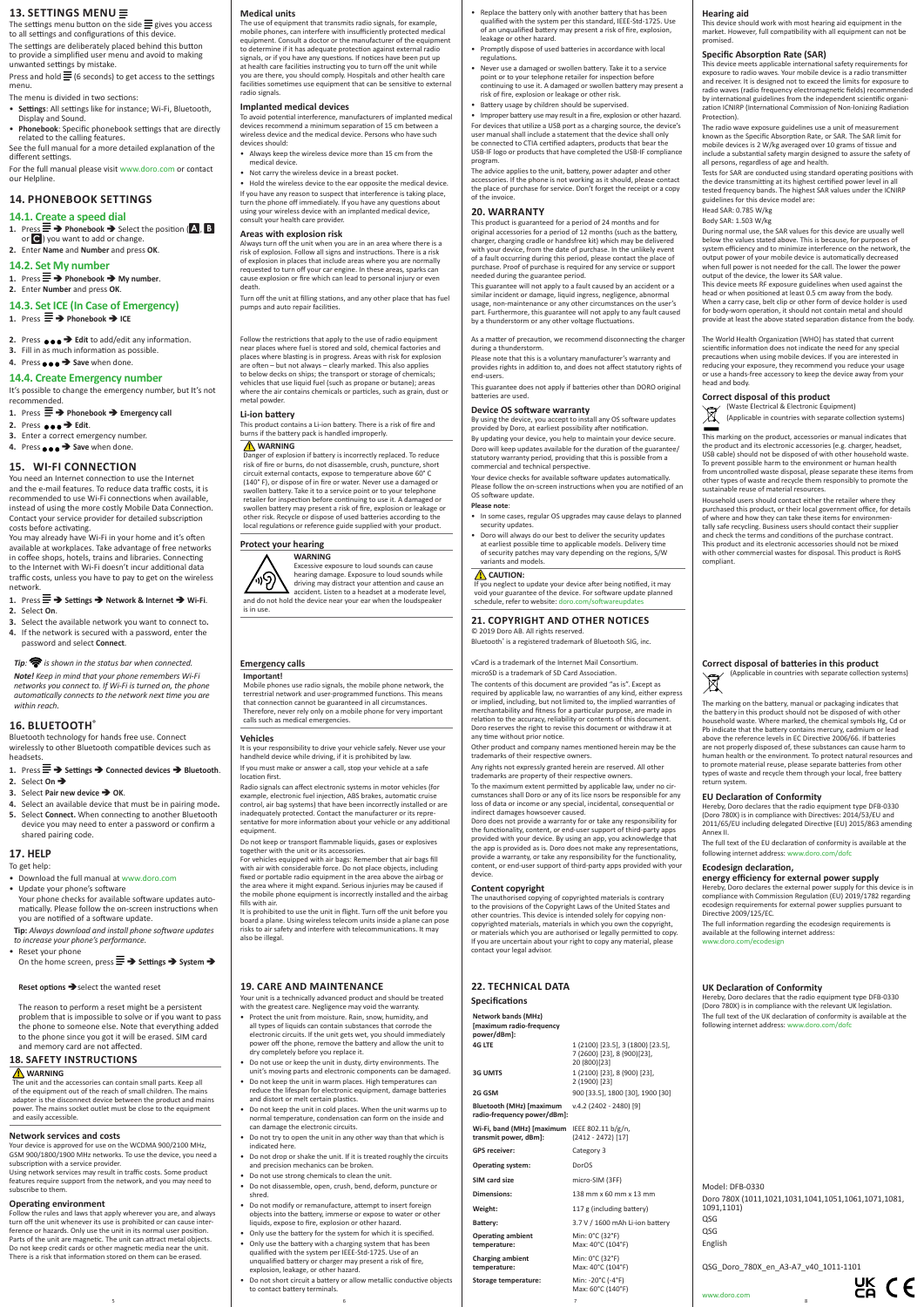## 13. SETTINGS MENU ☰

The settings menu button on the side ☰ gives you access to all settings and configurations of this device.

The settings are deliberately placed behind this button to provide a simplified user menu and to avoid making unwanted settings by mistake.

Press and hold ☰ (6 seconds) to get access to the settings menu.

The menu is divided in two sections:

- **Settings**: All settings like for instance; Wi-Fi, Bluetooth, Display and Sound.
- **Phonebook**: Specific phonebook settings that are directly related to the calling features.

See the full manual for a more detailed explanation of the different settings.

For the full manual please visit www.doro.com or contact our Helpline.

## 14. PHONEBOOK SETTINGS

### 14.1. Create a speed dial

1. Press ☰ ➔ **Phonebook** ➔ Select the position (**A**, **B** or **C**) you want to add or change.
2. Enter **Name** and **Number** and press **OK**.

### 14.2. Set My number

1. Press ☰ ➔ **Phonebook** ➔ **My number**.
2. Enter **Number** and press **OK**.

### 14.3. Set ICE (In Case of Emergency)

1. Press ☰ ➔ **Phonebook** ➔ **ICE**
2. Press ●●● ➔ **Edit** to add/edit any information.
3. Fill in as much information as possible.
4. Press ●●● ➔ **Save** when done.

### 14.4. Create Emergency number

It's possible to change the emergency number, but It's not recommended.

1. Press ☰ ➔ **Phonebook** ➔ **Emergency call**
2. Press ●●● ➔ **Edit**.
3. Enter a correct emergency number.
4. Press ●●● ➔ **Save** when done.

## 15. WI-FI CONNECTION

You need an Internet connection to use the Internet and the e-mail features. To reduce data traffic costs, it is recommended to use Wi-Fi connections when available, instead of using the more costly Mobile Data Connection. Contact your service provider for detailed subscription costs before activating.

You may already have Wi-Fi in your home and it's often available at workplaces. Take advantage of free networks in coffee shops, hotels, trains and libraries. Connecting to the Internet with Wi-Fi doesn't incur additional data traffic costs, unless you have to pay to get on the wireless network.

1. Press ☰ ➔ **Settings** ➔ **Network & Internet** ➔ **Wi-Fi**.
2. Select **On**.
3. Select the available network you want to connect to.
4. If the network is secured with a password, enter the password and select **Connect**.

*Tip:* is shown in the status bar when connected.

***Note!*** *Keep in mind that your phone remembers Wi-Fi networks you connect to. If Wi-Fi is turned on, the phone automatically connects to the network next time you are within reach.*

## 16. BLUETOOTH®

Bluetooth technology for hands free use. Connect wirelessly to other Bluetooth compatible devices such as headsets.

1. Press ☰ ➔ **Settings** ➔ **Connected devices** ➔ **Bluetooth**.
2. Select **On** ➔
3. Select **Pair new device** ➔ **OK**.
4. Select an available device that must be in pairing mode.
5. Select **Connect**. When connecting to another Bluetooth device you may need to enter a password or confirm a shared pairing code.

## 17. HELP

To get help:

- Download the full manual at www.doro.com
- Update your phone's software

  Your phone checks for available software updates automatically. Please follow the on-screen instructions when you are notified of a software update.

  **Tip:** *Always download and install phone software updates to increase your phone's performance.*
- Reset your phone

  On the home screen, press ☰ ➔ **Settings** ➔ **System** ➔

  **Reset options** ➔select the wanted reset

  The reason to perform a reset might be a persistent problem that is impossible to solve or if you want to pass the phone to someone else. Note that everything added to the phone since you got it will be erased. SIM card and memory card are not affected.

## 18. SAFETY INSTRUCTIONS

**⚠ WARNING**

The unit and the accessories can contain small parts. Keep all of the equipment out of the reach of small children. The mains adapter is the disconnect device between the product and mains power. The mains socket outlet must be close to the equipment and easily accessible.

### Network services and costs

Your device is approved for use on the WCDMA 900/2100 MHz, GSM 900/1800/1900 MHz networks. To use the device, you need a subscription with a service provider.

Using network services may result in traffic costs. Some product features require support from the network, and you may need to subscribe to them.

### Operating environment

Follow the rules and laws that apply wherever you are, and always turn off the unit whenever its use is prohibited or can cause interference or hazards. Only use the unit in its normal user position. Parts of the unit are magnetic. The unit can attract metal objects. Do not keep credit cards or other magnetic media near the unit. There is a risk that information stored on them can be erased.

### Medical units

The use of equipment that transmits radio signals, for example, mobile phones, can interfere with insufficiently protected medical equipment. Consult a doctor or the manufacturer of the equipment to determine if it has adequate protection against external radio signals, or if you have any questions. If notices have been put up at health care facilities instructing you to turn off the unit while you are there, you should comply. Hospitals and other health care facilities sometimes use equipment that can be sensitive to external radio signals.

### Implanted medical devices

To avoid potential interference, manufacturers of implanted medical devices recommend a minimum separation of 15 cm between a wireless device and the medical device. Persons who have such devices should:

- Always keep the wireless device more than 15 cm from the medical device.
- Not carry the wireless device in a breast pocket.
- Hold the wireless device to the ear opposite the medical device.

If you have any reason to suspect that interference is taking place, turn the phone off immediately. If you have any questions about using your wireless device with an implanted medical device, consult your health care provider.

### Areas with explosion risk

Always turn off the unit when you are in an area where there is a risk of explosion. Follow all signs and instructions. There is a risk of explosion in places that include areas where you are normally requested to turn off your car engine. In these areas, sparks can cause explosion or fire which can lead to personal injury or even death.

Turn off the unit at filling stations, and any other place that has fuel pumps and auto repair facilities.

Follow the restrictions that apply to the use of radio equipment near places where fuel is stored and sold, chemical factories and places where blasting is in progress. Areas with risk for explosion are often – but not always – clearly marked. This also applies to below decks on ships; the transport or storage of chemicals; vehicles that use liquid fuel (such as propane or butane); areas where the air contains chemicals or particles, such as grain, dust or metal powder.

### Li-ion battery

This product contains a Li-ion battery. There is a risk of fire and burns if the battery pack is handled improperly.

**⚠ WARNING**

Danger of explosion if battery is incorrectly replaced. To reduce risk of fire or burns, do not disassemble, crush, puncture, short circuit external contacts, expose to temperature above 60° C (140° F), or dispose of in fire or water. Never use a damaged or swollen battery. Take it to a service point or to your telephone retailer for inspection before continuing to use it. A damaged or swollen battery may present a risk of fire, explosion or leakage or other risk. Recycle or dispose of used batteries according to the local regulations or reference guide supplied with your product.

### Protect your hearing

**WARNING**

Excessive exposure to loud sounds can cause hearing damage. Exposure to loud sounds while driving may distract your attention and cause an accident. Listen to a headset at a moderate level, and do not hold the device near your ear when the loudspeaker is in use.

### Emergency calls

**Important!**

Mobile phones use radio signals, the mobile phone network, the terrestrial network and user-programmed functions. This means that connection cannot be guaranteed in all circumstances. Therefore, never rely only on a mobile phone for very important calls such as medical emergencies.

### Vehicles

It is your responsibility to drive your vehicle safely. Never use your handheld device while driving, if it is prohibited by law.

If you must make or answer a call, stop your vehicle at a safe location first.

Radio signals can affect electronic systems in motor vehicles (for example, electronic fuel injection, ABS brakes, automatic cruise control, air bag systems) that have been incorrectly installed or are inadequately protected. Contact the manufacturer or its representative for more information about your vehicle or any additional equipment.

Do not keep or transport flammable liquids, gases or explosives together with the unit or its accessories.

For vehicles equipped with air bags: Remember that air bags fill with air with considerable force. Do not place objects, including fixed or portable radio equipment in the area above the airbag or the area where it might expand. Serious injuries may be caused if the mobile phone equipment is incorrectly installed and the airbag fills with air.

It is prohibited to use the unit in flight. Turn off the unit before you board a plane. Using wireless telecom units inside a plane can pose risks to air safety and interfere with telecommunications. It may also be illegal.

## 19. CARE AND MAINTENANCE

Your unit is a technically advanced product and should be treated with the greatest care. Negligence may void the warranty.

- Protect the unit from moisture. Rain, snow, humidity, and all types of liquids can contain substances that corrode the electronic circuits. If the unit gets wet, you should immediately power off the phone, remove the battery and allow the unit to dry completely before you replace it.
- Do not use or keep the unit in dusty, dirty environments. The unit's moving parts and electronic components can be damaged.
- Do not keep the unit in warm places. High temperatures can reduce the lifespan for electronic equipment, damage batteries and distort or melt certain plastics.
- Do not keep the unit in cold places. When the unit warms up to normal temperature, condensation can form on the inside and can damage the electronic circuits.
- Do not try to open the unit in any other way than that which is indicated here.
- Do not drop or shake the unit. If it is treated roughly the circuits and precision mechanics can be broken.
- Do not use strong chemicals to clean the unit.
- Do not disassemble, open, crush, bend, deform, puncture or shred.
- Do not modify or remanufacture, attempt to insert foreign objects into the battery, immerse or expose to water or other liquids, expose to fire, explosion or other hazard.
- Only use the battery for the system for which it is specified.
- Only use the battery with a charging system that has been qualified with the system per IEEE-Std-1725. Use of an unqualified battery or charger may present a risk of fire, explosion, leakage, or other hazard.
- Do not short circuit a battery or allow metallic conductive objects to contact battery terminals.
- Replace the battery only with another battery that has been qualified with the system per this standard, IEEE-Std-1725. Use of an unqualified battery may present a risk of fire, explosion, leakage or other hazard.
- Promptly dispose of used batteries in accordance with local regulations.
- Never use a damaged or swollen battery. Take it to a service point or to your telephone retailer for inspection before continuing to use it. A damaged or swollen battery may present a risk of fire, explosion or leakage or other risk.
- Battery usage by children should be supervised.
- Improper battery use may result in a fire, explosion or other hazard.

For devices that utilize a USB port as a charging source, the device's user manual shall include a statement that the device shall only be connected to CTIA certified adapters, products that bear the USB-IF logo or products that have completed the USB-IF compliance program.

The advice applies to the unit, battery, power adapter and other accessories. If the phone is not working as it should, please contact the place of purchase for service. Don't forget the receipt or a copy of the invoice.

## 20. WARRANTY

This product is guaranteed for a period of 24 months and for original accessories for a period of 12 months (such as the battery, charger, charging cradle or handsfree kit) which may be delivered with your device, from the date of purchase. In the unlikely event of a fault occurring during this period, please contact the place of purchase. Proof of purchase is required for any service or support needed during the guarantee period.

This guarantee will not apply to a fault caused by an accident or a similar incident or damage, liquid ingress, negligence, abnormal usage, non-maintenance or any other circumstances on the user's part. Furthermore, this guarantee will not apply to any fault caused by a thunderstorm or any other voltage fluctuations.

As a matter of precaution, we recommend disconnecting the charger during a thunderstorm.

Please note that this is a voluntary manufacturer's warranty and provides rights in addition to, and does not affect statutory rights of end-users.

This guarantee does not apply if batteries other than DORO original batteries are used.

### Device OS software warranty

By using the device, you accept to install any OS software updates provided by Doro, at earliest possibility after notification.

By updating your device, you help to maintain your device secure. Doro will keep updates available for the duration of the guarantee/statutory warranty period, providing that this is possible from a commercial and technical perspective.

Your device checks for available software updates automatically. Please follow the on-screen instructions when you are notified of an OS software update.

**Please note**:

- In some cases, regular OS upgrades may cause delays to planned security updates.
- Doro will always do our best to deliver the security updates at earliest possible time to applicable models. Delivery time of security patches may vary depending on the regions, S/W variants and models.

**⚠ CAUTION:**

If you neglect to update your device after being notified, it may void your guarantee of the device. For software update planned schedule, refer to website: doro.com/softwareupdates

## 21. COPYRIGHT AND OTHER NOTICES

© 2019 Doro AB. All rights reserved.

Bluetooth® is a registered trademark of Bluetooth SIG, inc.

vCard is a trademark of the Internet Mail Consortium.

microSD is a trademark of SD Card Association.

The contents of this document are provided "as is". Except as required by applicable law, no warranties of any kind, either express or implied, including, but not limited to, the implied warranties of merchantability and fitness for a particular purpose, are made in relation to the accuracy, reliability or contents of this document. Doro reserves the right to revise this document or withdraw it at any time without prior notice.

Other product and company names mentioned herein may be the trademarks of their respective owners.

Any rights not expressly granted herein are reserved. All other trademarks are property of their respective owners.

To the maximum extent permitted by applicable law, under no circumstances shall Doro or any of its lice nsors be responsible for any loss of data or income or any special, incidental, consequential or indirect damages howsoever caused.

Doro does not provide a warranty for or take any responsibility for the functionality, content, or end-user support of third-party apps provided with your device. By using an app, you acknowledge that the app is provided as is. Doro does not make any representations, provide a warranty, or take any responsibility for the functionality, content, or end-user support of third-party apps provided with your device.

### Content copyright

The unauthorised copying of copyrighted materials is contrary to the provisions of the Copyright Laws of the United States and other countries. This device is intended solely for copying non-copyrighted materials, materials in which you own the copyright, or materials which you are authorised or legally permitted to copy. If you are uncertain about your right to copy any material, please contact your legal advisor.

## 22. TECHNICAL DATA

### Specifications

| | |
|---|---|
| **Network bands (MHz) [maximum radio-frequency power/dBm]:** | |
| **4G LTE** | 1 (2100) [23.5], 3 (1800) [23.5], 7 (2600) [23], 8 (900)[23], 20 (800)[23] |
| **3G UMTS** | 1 (2100) [23], 8 (900) [23], 2 (1900) [23] |
| **2G GSM** | 900 [33.5], 1800 [30], 1900 [30] |
| **Bluetooth (MHz) [maximum radio-frequency power/dBm]:** | v.4.2 (2402 - 2480) [9] |
| **Wi-Fi, band (MHz) [maximum transmit power, dBm]:** | IEEE 802.11 b/g/n, (2412 - 2472) [17] |
| **GPS receiver:** | Category 3 |
| **Operating system:** | DorOS |
| **SIM card size** | micro-SIM (3FF) |
| **Dimensions:** | 138 mm x 60 mm x 13 mm |
| **Weight:** | 117 g (including battery) |
| **Battery:** | 3.7 V / 1600 mAh Li-ion battery |
| **Operating ambient temperature:** | Min: 0°C (32°F) Max: 40°C (104°F) |
| **Charging ambient temperature:** | Min: 0°C (32°F) Max: 40°C (104°F) |
| **Storage temperature:** | Min: -20°C (-4°F) Max: 60°C (140°F) |

### Hearing aid

This device should work with most hearing aid equipment in the market. However, full compatibility with all equipment can not be promised.

### Specific Absorption Rate (SAR)

This device meets applicable international safety requirements for exposure to radio waves. Your mobile device is a radio transmitter and receiver. It is designed not to exceed the limits for exposure to radio waves (radio frequency electromagnetic fields) recommended by international guidelines from the independent scientific organization ICNIRP (International Commission of Non-Ionizing Radiation Protection).

The radio wave exposure guidelines use a unit of measurement known as the Specific Absorption Rate, or SAR. The SAR limit for mobile devices is 2 W/kg averaged over 10 grams of tissue and include a substantial safety margin designed to assure the safety of all persons, regardless of age and health.

Tests for SAR are conducted using standard operating positions with the device transmitting at its highest certified power level in all tested frequency bands. The highest SAR values under the ICNIRP guidelines for this device model are:

Head SAR: 0.785 W/kg

Body SAR: 1.503 W/kg

During normal use, the SAR values for this device are usually well below the values stated above. This is because, for purposes of system efficiency and to minimize interference on the network, the output power of your mobile device is automatically decreased when full power is not needed for the call. The lower the power output of the device, the lower its SAR value.

This device meets RF exposure guidelines when used against the head or when positioned at least 0.5 cm away from the body. When a carry case, belt clip or other form of device holder is used for body-worn operation, it should not contain metal and should provide at least the above stated separation distance from the body.

The World Health Organization (WHO) has stated that current scientific information does not indicate the need for any special precautions when using mobile devices. If you are interested in reducing your exposure, they recommend you reduce your usage or use a hands-free accessory to keep the device away from your head and body.

### Correct disposal of this product

(Waste Electrical & Electronic Equipment)

(Applicable in countries with separate collection systems)

This marking on the product, accessories or manual indicates that the product and its electronic accessories (e.g. charger, headset, USB cable) should not be disposed of with other household waste. To prevent possible harm to the environment or human health from uncontrolled waste disposal, please separate these items from other types of waste and recycle them responsibly to promote the sustainable reuse of material resources.

Household users should contact either the retailer where they purchased this product, or their local government office, for details of where and how they can take these items for environmentally safe recycling. Business users should contact their supplier and check the terms and conditions of the purchase contract. This product and its electronic accessories should not be mixed with other commercial wastes for disposal. This product is RoHS compliant.

### Correct disposal of batteries in this product

(Applicable in countries with separate collection systems)

The marking on the battery, manual or packaging indicates that the battery in this product should not be disposed of with other household waste. Where marked, the chemical symbols Hg, Cd or Pb indicate that the battery contains mercury, cadmium or lead above the reference levels in EC Directive 2006/66. If batteries are not properly disposed of, these substances can cause harm to human health or the environment. To protect natural resources and to promote material reuse, please separate batteries from other types of waste and recycle them through your local, free battery return system.

### EU Declaration of Conformity

Hereby, Doro declares that the radio equipment type DFB-0330 (Doro 780X) is in compliance with Directives: 2014/53/EU and 2011/65/EU including delegated Directive (EU) 2015/863 amending Annex II.

The full text of the EU declaration of conformity is available at the following internet address: www.doro.com/dofc

### Ecodesign declaration, energy efficiency for external power supply

Hereby, Doro declares that the external power supply for this device is in compliance with Commission Regulation (EU) 2019/1782 regarding ecodesign requirements for external power supplies pursuant to Directive 2009/125/EC.

The full information regarding the ecodesign requirements is available at the following internet address: www.doro.com/ecodesign

### UK Declaration of Conformity

Hereby, Doro declares that the radio equipment type DFB-0330 (Doro 780X) is in compliance with the relevant UK legislation. The full text of the UK declaration of conformity is available at the following internet address: www.doro.com/dofc

Model: DFB-0330

Doro 780X (1011,1021,1031,1041,1051,1061,1071,1081, 1091,1101)

QSG

QSG

English

QSG_Doro_780X_en_A3-A7_v40_1011-1101

www.doro.com